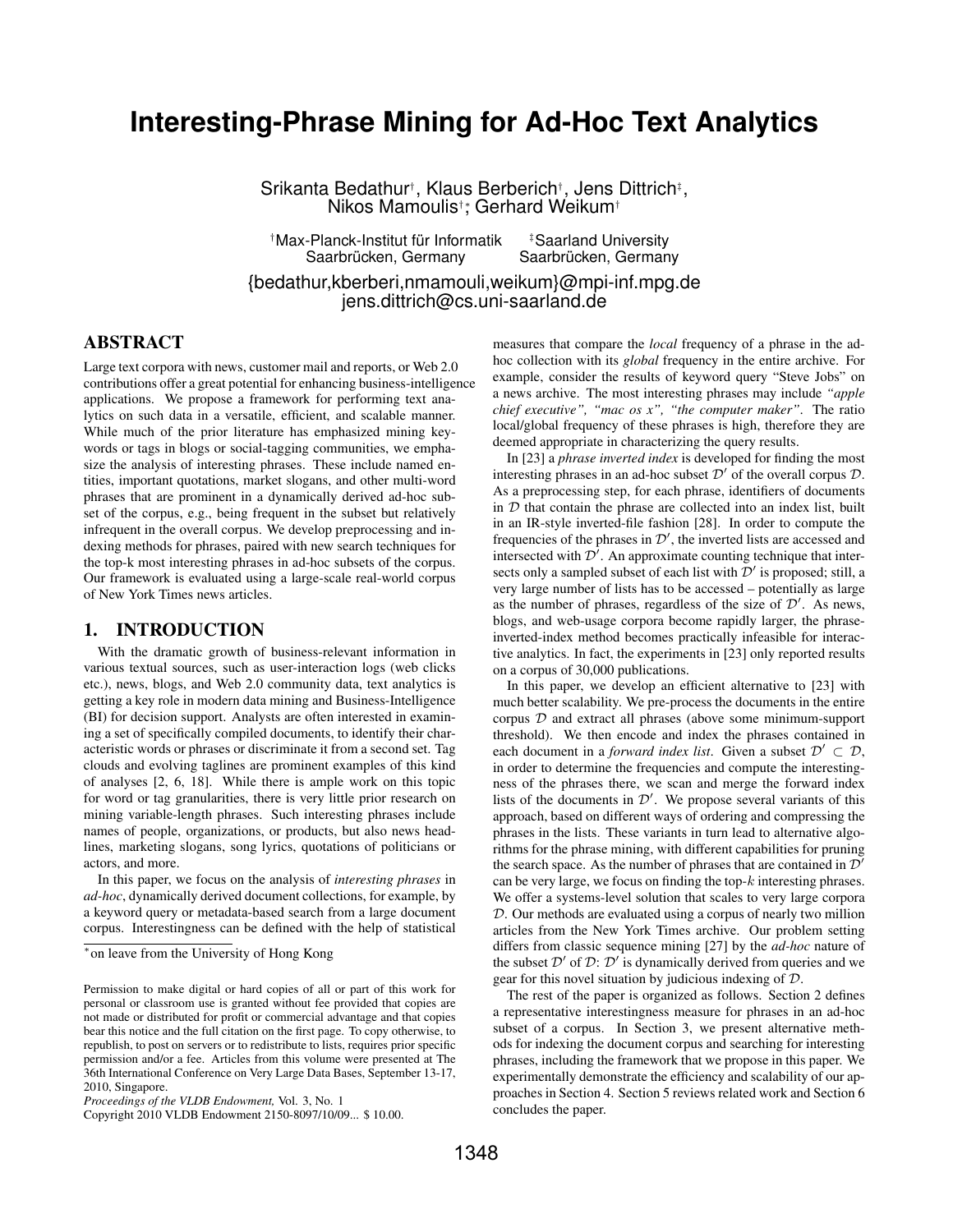# Interesting-Phrase Mining for Ad-Hoc Text Analytics

Srikanta Bedathur[†], Klaus Berberich[†], Jens Dittrich[‡], Nikos Mamoulis[†]*, Gerhard Weikum[†]

[†]Max-Planck-Institut für Informatik, Saarbrücken, Germany
[‡]Saarland University, Saarbrücken, Germany

{bedathur,kberberi,nmamouli,weikum}@mpi-inf.mpg.de
jens.dittrich@cs.uni-saarland.de

## ABSTRACT

Large text corpora with news, customer mail and reports, or Web 2.0 contributions offer a great potential for enhancing business-intelligence applications. We propose a framework for performing text analytics on such data in a versatile, efficient, and scalable manner. While much of the prior literature has emphasized mining keywords or tags in blogs or social-tagging communities, we emphasize the analysis of interesting phrases. These include named entities, important quotations, market slogans, and other multi-word phrases that are prominent in a dynamically derived ad-hoc subset of the corpus, e.g., being frequent in the subset but relatively infrequent in the overall corpus. We develop preprocessing and indexing methods for phrases, paired with new search techniques for the top-k most interesting phrases in ad-hoc subsets of the corpus. Our framework is evaluated using a large-scale real-world corpus of New York Times news articles.

## 1. INTRODUCTION

With the dramatic growth of business-relevant information in various textual sources, such as user-interaction logs (web clicks etc.), news, blogs, and Web 2.0 community data, text analytics is getting a key role in modern data mining and Business-Intelligence (BI) for decision support. Analysts are often interested in examining a set of specifically compiled documents, to identify their characteristic words or phrases or discriminate it from a second set. Tag clouds and evolving taglines are prominent examples of this kind of analyses [2, 6, 18]. While there is ample work on this topic for word or tag granularities, there is very little prior research on mining variable-length phrases. Such interesting phrases include names of people, organizations, or products, but also news headlines, marketing slogans, song lyrics, quotations of politicians or actors, and more.

In this paper, we focus on the analysis of *interesting phrases* in *ad-hoc*, dynamically derived document collections, for example, by a keyword query or metadata-based search from a large document corpus. Interestingness can be defined with the help of statistical measures that compare the *local* frequency of a phrase in the ad-hoc collection with its *global* frequency in the entire archive. For example, consider the results of keyword query "Steve Jobs" on a news archive. The most interesting phrases may include *"apple chief executive", "mac os x", "the computer maker"*. The ratio local/global frequency of these phrases is high, therefore they are deemed appropriate in characterizing the query results.

In [23] a *phrase inverted index* is developed for finding the most interesting phrases in an ad-hoc subset $\mathcal{D}'$ of the overall corpus $\mathcal{D}$. As a preprocessing step, for each phrase, identifiers of documents in $\mathcal{D}$ that contain the phrase are collected into an index list, built in an IR-style inverted-file fashion [28]. In order to compute the frequencies of the phrases in $\mathcal{D}'$, the inverted lists are accessed and intersected with $\mathcal{D}'$. An approximate counting technique that intersects only a sampled subset of each list with $\mathcal{D}'$ is proposed; still, a very large number of lists has to be accessed – potentially as large as the number of phrases, regardless of the size of $\mathcal{D}'$. As news, blogs, and web-usage corpora become rapidly larger, the phrase-inverted-index method becomes practically infeasible for interactive analytics. In fact, the experiments in [23] only reported results on a corpus of 30,000 publications.

In this paper, we develop an efficient alternative to [23] with much better scalability. We pre-process the documents in the entire corpus $\mathcal{D}$ and extract all phrases (above some minimum-support threshold). We then encode and index the phrases contained in each document in a *forward index list*. Given a subset $\mathcal{D}' \subset \mathcal{D}$, in order to determine the frequencies and compute the interestingness of the phrases there, we scan and merge the forward index lists of the documents in $\mathcal{D}'$. We propose several variants of this approach, based on different ways of ordering and compressing the phrases in the lists. These variants in turn lead to alternative algorithms for the phrase mining, with different capabilities for pruning the search space. As the number of phrases that are contained in $\mathcal{D}'$ can be very large, we focus on finding the top-$k$ interesting phrases. We offer a systems-level solution that scales to very large corpora $\mathcal{D}$. Our methods are evaluated using a corpus of nearly two million articles from the New York Times archive. Our problem setting differs from classic sequence mining [27] by the *ad-hoc* nature of the subset $\mathcal{D}'$ of $\mathcal{D}$: $\mathcal{D}'$ is dynamically derived from queries and we gear for this novel situation by judicious indexing of $\mathcal{D}$.

The rest of the paper is organized as follows. Section 2 defines a representative interestingness measure for phrases in an ad-hoc subset of a corpus. In Section 3, we present alternative methods for indexing the document corpus and searching for interesting phrases, including the framework that we propose in this paper. We experimentally demonstrate the efficiency and scalability of our approaches in Section 4. Section 5 reviews related work and Section 6 concludes the paper.

*on leave from the University of Hong Kong

Permission to make digital or hard copies of all or part of this work for personal or classroom use is granted without fee provided that copies are not made or distributed for profit or commercial advantage and that copies bear this notice and the full citation on the first page. To copy otherwise, to republish, to post on servers or to redistribute to lists, requires prior specific permission and/or a fee. Articles from this volume were presented at The 36th International Conference on Very Large Data Bases, September 13-17, 2010, Singapore.
*Proceedings of the VLDB Endowment,* Vol. 3, No. 1
Copyright 2010 VLDB Endowment 2150-8097/10/09... $ 10.00.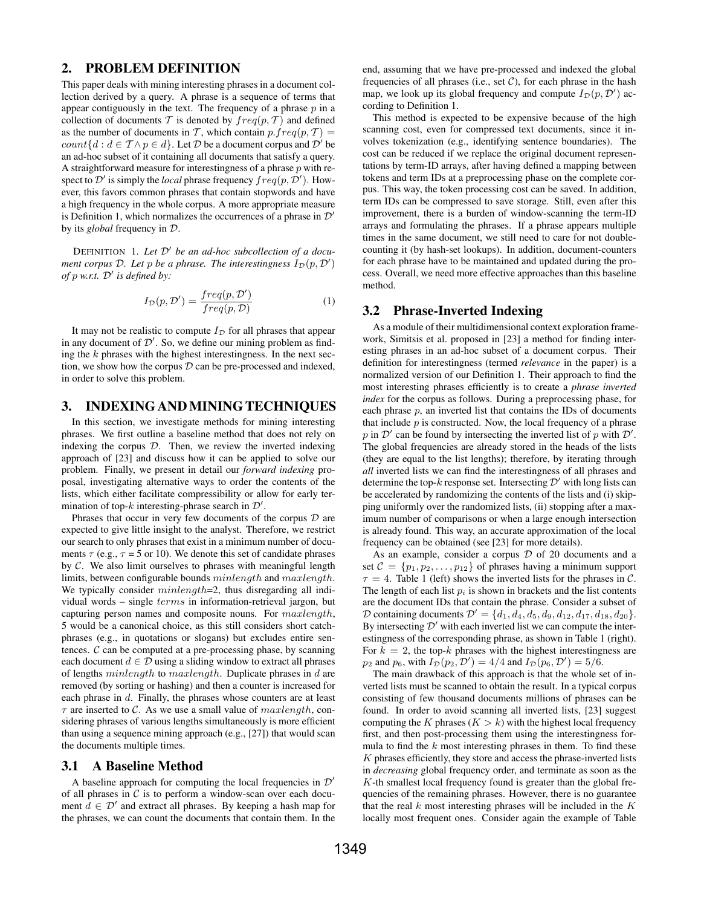## 2. PROBLEM DEFINITION

This paper deals with mining interesting phrases in a document collection derived by a query. A phrase is a sequence of terms that appear contiguously in the text. The frequency of a phrase $p$ in a collection of documents $\mathcal{T}$ is denoted by $freq(p, \mathcal{T})$ and defined as the number of documents in $\mathcal{T}$, which contain $p.freq(p, \mathcal{T}) = count\{d : d \in \mathcal{T} \wedge p \in d\}$. Let $\mathcal{D}$ be a document corpus and $\mathcal{D}'$ be an ad-hoc subset of it containing all documents that satisfy a query. A straightforward measure for interestingness of a phrase $p$ with respect to $\mathcal{D}'$ is simply the *local* phrase frequency $freq(p, \mathcal{D}')$. However, this favors common phrases that contain stopwords and have a high frequency in the whole corpus. A more appropriate measure is Definition 1, which normalizes the occurrences of a phrase in $\mathcal{D}'$ by its *global* frequency in $\mathcal{D}$.

DEFINITION 1. *Let $\mathcal{D}'$ be an ad-hoc subcollection of a document corpus $\mathcal{D}$. Let $p$ be a phrase. The interestingness $I_{\mathcal{D}}(p, \mathcal{D}')$ of $p$ w.r.t. $\mathcal{D}'$ is defined by:*

$$I_{\mathcal{D}}(p, \mathcal{D}') = \frac{freq(p, \mathcal{D}')}{freq(p, \mathcal{D})} \quad (1)$$

It may not be realistic to compute $I_{\mathcal{D}}$ for all phrases that appear in any document of $\mathcal{D}'$. So, we define our mining problem as finding the $k$ phrases with the highest interestingness. In the next section, we show how the corpus $\mathcal{D}$ can be pre-processed and indexed, in order to solve this problem.

## 3. INDEXING AND MINING TECHNIQUES

In this section, we investigate methods for mining interesting phrases. We first outline a baseline method that does not rely on indexing the corpus $\mathcal{D}$. Then, we review the inverted indexing approach of [23] and discuss how it can be applied to solve our problem. Finally, we present in detail our *forward indexing* proposal, investigating alternative ways to order the contents of the lists, which either facilitate compressibility or allow for early termination of top-$k$ interesting-phrase search in $\mathcal{D}'$.

Phrases that occur in very few documents of the corpus $\mathcal{D}$ are expected to give little insight to the analyst. Therefore, we restrict our search to only phrases that exist in a minimum number of documents $\tau$ (e.g., $\tau$ = 5 or 10). We denote this set of candidate phrases by $\mathcal{C}$. We also limit ourselves to phrases with meaningful length limits, between configurable bounds $minlength$ and $maxlength$. We typically consider $minlength$=2, thus disregarding all individual words – single $terms$ in information-retrieval jargon, but capturing person names and composite nouns. For $maxlength$, 5 would be a canonical choice, as this still considers short catchphrases (e.g., in quotations or slogans) but excludes entire sentences. $\mathcal{C}$ can be computed at a pre-processing phase, by scanning each document $d \in \mathcal{D}$ using a sliding window to extract all phrases of lengths $minlength$ to $maxlength$. Duplicate phrases in $d$ are removed (by sorting or hashing) and then a counter is increased for each phrase in $d$. Finally, the phrases whose counters are at least $\tau$ are inserted to $\mathcal{C}$. As we use a small value of $maxlength$, considering phrases of various lengths simultaneously is more efficient than using a sequence mining approach (e.g., [27]) that would scan the documents multiple times.

### 3.1 A Baseline Method

A baseline approach for computing the local frequencies in $\mathcal{D}'$ of all phrases in $\mathcal{C}$ is to perform a window-scan over each document $d \in \mathcal{D}'$ and extract all phrases. By keeping a hash map for the phrases, we can count the documents that contain them. In the end, assuming that we have pre-processed and indexed the global frequencies of all phrases (i.e., set $\mathcal{C}$), for each phrase in the hash map, we look up its global frequency and compute $I_{\mathcal{D}}(p, \mathcal{D}')$ according to Definition 1.

This method is expected to be expensive because of the high scanning cost, even for compressed text documents, since it involves tokenization (e.g., identifying sentence boundaries). The cost can be reduced if we replace the original document representations by term-ID arrays, after having defined a mapping between tokens and term IDs at a preprocessing phase on the complete corpus. This way, the token processing cost can be saved. In addition, term IDs can be compressed to save storage. Still, even after this improvement, there is a burden of window-scanning the term-ID arrays and formulating the phrases. If a phrase appears multiple times in the same document, we still need to care for not double-counting it (by hash-set lookups). In addition, document-counters for each phrase have to be maintained and updated during the process. Overall, we need more effective approaches than this baseline method.

### 3.2 Phrase-Inverted Indexing

As a module of their multidimensional context exploration framework, Simitsis et al. proposed in [23] a method for finding interesting phrases in an ad-hoc subset of a document corpus. Their definition for interestingness (termed *relevance* in the paper) is a normalized version of our Definition 1. Their approach to find the most interesting phrases efficiently is to create a *phrase inverted index* for the corpus as follows. During a preprocessing phase, for each phrase $p$, an inverted list that contains the IDs of documents that include $p$ is constructed. Now, the local frequency of a phrase $p$ in $\mathcal{D}'$ can be found by intersecting the inverted list of $p$ with $\mathcal{D}'$. The global frequencies are already stored in the heads of the lists (they are equal to the list lengths); therefore, by iterating through *all* inverted lists we can find the interestingness of all phrases and determine the top-$k$ response set. Intersecting $\mathcal{D}'$ with long lists can be accelerated by randomizing the contents of the lists and (i) skipping uniformly over the randomized lists, (ii) stopping after a maximum number of comparisons or when a large enough intersection is already found. This way, an accurate approximation of the local frequency can be obtained (see [23] for more details).

As an example, consider a corpus $\mathcal{D}$ of 20 documents and a set $\mathcal{C} = \{p_1, p_2, \ldots, p_{12}\}$ of phrases having a minimum support $\tau = 4$. Table 1 (left) shows the inverted lists for the phrases in $\mathcal{C}$. The length of each list $p_i$ is shown in brackets and the list contents are the document IDs that contain the phrase. Consider a subset of $\mathcal{D}$ containing documents $\mathcal{D}' = \{d_1, d_4, d_5, d_9, d_{12}, d_{17}, d_{18}, d_{20}\}$. By intersecting $\mathcal{D}'$ with each inverted list we can compute the interestingness of the corresponding phrase, as shown in Table 1 (right). For $k = 2$, the top-$k$ phrases with the highest interestingness are $p_2$ and $p_6$, with $I_{\mathcal{D}}(p_2, \mathcal{D}') = 4/4$ and $I_{\mathcal{D}}(p_6, \mathcal{D}') = 5/6$.

The main drawback of this approach is that the whole set of inverted lists must be scanned to obtain the result. In a typical corpus consisting of few thousand documents millions of phrases can be found. In order to avoid scanning all inverted lists, [23] suggest computing the $K$ phrases ($K > k$) with the highest local frequency first, and then post-processing them using the interestingness formula to find the $k$ most interesting phrases in them. To find these $K$ phrases efficiently, they store and access the phrase-inverted lists in *decreasing* global frequency order, and terminate as soon as the $K$-th smallest local frequency found is greater than the global frequencies of the remaining phrases. However, there is no guarantee that the real $k$ most interesting phrases will be included in the $K$ locally most frequent ones. Consider again the example of Table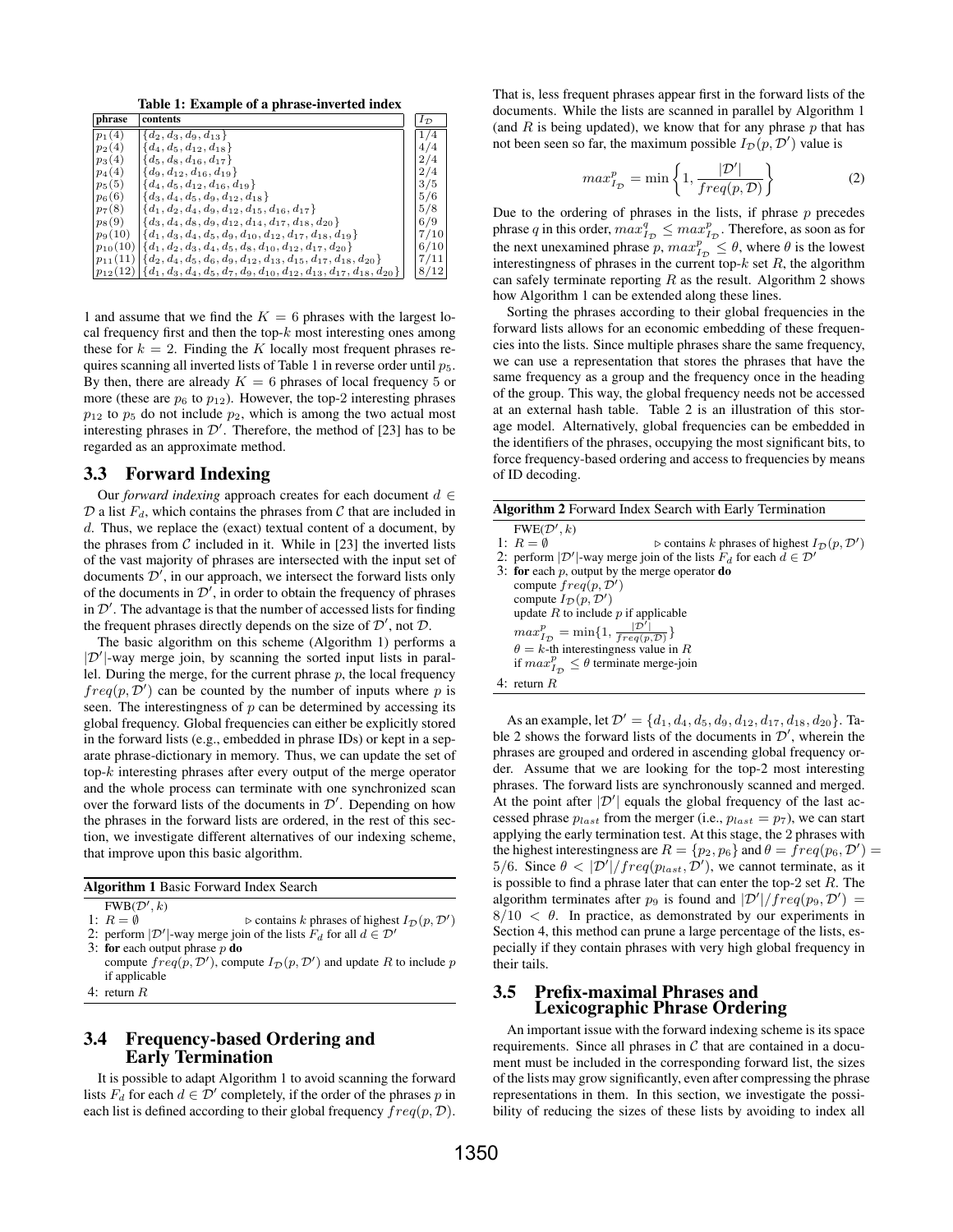Table 1: Example of a phrase-inverted index

| phrase | contents | $I_{\mathcal{D}}$ |
|---|---|---|
| $p_1(4)$ | $\{d_2, d_3, d_9, d_{13}\}$ | $1/4$ |
| $p_2(4)$ | $\{d_4, d_5, d_{12}, d_{18}\}$ | $4/4$ |
| $p_3(4)$ | $\{d_5, d_8, d_{16}, d_{17}\}$ | $2/4$ |
| $p_4(4)$ | $\{d_9, d_{12}, d_{16}, d_{19}\}$ | $2/4$ |
| $p_5(5)$ | $\{d_4, d_5, d_{12}, d_{16}, d_{19}\}$ | $3/5$ |
| $p_6(6)$ | $\{d_3, d_4, d_5, d_9, d_{12}, d_{18}\}$ | $5/6$ |
| $p_7(8)$ | $\{d_1, d_2, d_4, d_9, d_{12}, d_{15}, d_{16}, d_{17}\}$ | $5/8$ |
| $p_8(9)$ | $\{d_3, d_4, d_8, d_9, d_{12}, d_{14}, d_{17}, d_{18}, d_{20}\}$ | $6/9$ |
| $p_9(10)$ | $\{d_1, d_3, d_4, d_5, d_9, d_{10}, d_{12}, d_{17}, d_{18}, d_{19}\}$ | $7/10$ |
| $p_{10}(10)$ | $\{d_1, d_2, d_3, d_4, d_5, d_8, d_{10}, d_{12}, d_{17}, d_{20}\}$ | $6/10$ |
| $p_{11}(11)$ | $\{d_2, d_4, d_5, d_6, d_9, d_{12}, d_{13}, d_{15}, d_{17}, d_{18}, d_{20}\}$ | $7/11$ |
| $p_{12}(12)$ | $\{d_1, d_3, d_4, d_5, d_7, d_9, d_{10}, d_{12}, d_{13}, d_{17}, d_{18}, d_{20}\}$ | $8/12$ |

1 and assume that we find the $K = 6$ phrases with the largest local frequency first and then the top-$k$ most interesting ones among these for $k = 2$. Finding the $K$ locally most frequent phrases requires scanning all inverted lists of Table 1 in reverse order until $p_5$. By then, there are already $K = 6$ phrases of local frequency 5 or more (these are $p_6$ to $p_{12}$). However, the top-2 interesting phrases $p_{12}$ to $p_5$ do not include $p_2$, which is among the two actual most interesting phrases in $\mathcal{D}'$. Therefore, the method of [23] has to be regarded as an approximate method.

## 3.3 Forward Indexing

Our *forward indexing* approach creates for each document $d \in \mathcal{D}$ a list $F_d$, which contains the phrases from $\mathcal{C}$ that are included in $d$. Thus, we replace the (exact) textual content of a document, by the phrases from $\mathcal{C}$ included in it. While in [23] the inverted lists of the vast majority of phrases are intersected with the input set of documents $\mathcal{D}'$, in our approach, we intersect the forward lists only of the documents in $\mathcal{D}'$, in order to obtain the frequency of phrases in $\mathcal{D}'$. The advantage is that the number of accessed lists for finding the frequent phrases directly depends on the size of $\mathcal{D}'$, not $\mathcal{D}$.

The basic algorithm on this scheme (Algorithm 1) performs a $|\mathcal{D}'|$-way merge join, by scanning the sorted input lists in parallel. During the merge, for the current phrase $p$, the local frequency $freq(p, \mathcal{D}')$ can be counted by the number of inputs where $p$ is seen. The interestingness of $p$ can be determined by accessing its global frequency. Global frequencies can either be explicitly stored in the forward lists (e.g., embedded in phrase IDs) or kept in a separate phrase-dictionary in memory. Thus, we can update the set of top-$k$ interesting phrases after every output of the merge operator and the whole process can terminate with one synchronized scan over the forward lists of the documents in $\mathcal{D}'$. Depending on how the phrases in the forward lists are ordered, in the rest of this section, we investigate different alternatives of our indexing scheme, that improve upon this basic algorithm.

**Algorithm 1** Basic Forward Index Search

```
FWB(D', k)
1: R = ∅                          ▷ contains k phrases of highest I_D(p, D')
2: perform |D'|-way merge join of the lists F_d for all d ∈ D'
3: for each output phrase p do
     compute freq(p, D'), compute I_D(p, D') and update R to include p
     if applicable
4: return R
```

## 3.4 Frequency-based Ordering and Early Termination

It is possible to adapt Algorithm 1 to avoid scanning the forward lists $F_d$ for each $d \in \mathcal{D}'$ completely, if the order of the phrases $p$ in each list is defined according to their global frequency $freq(p, \mathcal{D})$. That is, less frequent phrases appear first in the forward lists of the documents. While the lists are scanned in parallel by Algorithm 1 (and $R$ is being updated), we know that for any phrase $p$ that has not been seen so far, the maximum possible $I_{\mathcal{D}}(p, \mathcal{D}')$ value is

$$max^p_{I_{\mathcal{D}}} = \min\left\{1, \frac{|\mathcal{D}'|}{freq(p, \mathcal{D})}\right\} \tag{2}$$

Due to the ordering of phrases in the lists, if phrase $p$ precedes phrase $q$ in this order, $max^q_{I_{\mathcal{D}}} \leq max^p_{I_{\mathcal{D}}}$. Therefore, as soon as for the next unexamined phrase $p$, $max^p_{I_{\mathcal{D}}} \leq \theta$, where $\theta$ is the lowest interestingness of phrases in the current top-$k$ set $R$, the algorithm can safely terminate reporting $R$ as the result. Algorithm 2 shows how Algorithm 1 can be extended along these lines.

Sorting the phrases according to their global frequencies in the forward lists allows for an economic embedding of these frequencies into the lists. Since multiple phrases share the same frequency, we can use a representation that stores the phrases that have the same frequency as a group and the frequency once in the heading of the group. This way, the global frequency needs not be accessed at an external hash table. Table 2 is an illustration of this storage model. Alternatively, global frequencies can be embedded in the identifiers of the phrases, occupying the most significant bits, to force frequency-based ordering and access to frequencies by means of ID decoding.

**Algorithm 2** Forward Index Search with Early Termination

```
FWE(D', k)
1: R = ∅                          ▷ contains k phrases of highest I_D(p, D')
2: perform |D'|-way merge join of the lists F_d for each d ∈ D'
3: for each p, output by the merge operator do
     compute freq(p, D')
     compute I_D(p, D')
     update R to include p if applicable
     max^p_{I_D} = min{1, |D'| / freq(p, D)}
     θ = k-th interestingness value in R
     if max^p_{I_D} ≤ θ terminate merge-join
4: return R
```

As an example, let $\mathcal{D}' = \{d_1, d_4, d_5, d_9, d_{12}, d_{17}, d_{18}, d_{20}\}$. Table 2 shows the forward lists of the documents in $\mathcal{D}'$, wherein the phrases are grouped and ordered in ascending global frequency order. Assume that we are looking for the top-2 most interesting phrases. The forward lists are synchronously scanned and merged. At the point after $|\mathcal{D}'|$ equals the global frequency of the last accessed phrase $p_{last}$ from the merger (i.e., $p_{last} = p_7$), we can start applying the early termination test. At this stage, the 2 phrases with the highest interestingness are $R = \{p_2, p_6\}$ and $\theta = freq(p_6, \mathcal{D}') = 5/6$. Since $\theta < |\mathcal{D}'|/freq(p_{last}, \mathcal{D}')$, we cannot terminate, as it is possible to find a phrase later that can enter the top-2 set $R$. The algorithm terminates after $p_9$ is found and $|\mathcal{D}'|/freq(p_9, \mathcal{D}') = 8/10 < \theta$. In practice, as demonstrated by our experiments in Section 4, this method can prune a large percentage of the lists, especially if they contain phrases with very high global frequency in their tails.

## 3.5 Prefix-maximal Phrases and Lexicographic Phrase Ordering

An important issue with the forward indexing scheme is its space requirements. Since all phrases in $\mathcal{C}$ that are contained in a document must be included in the corresponding forward list, the sizes of the lists may grow significantly, even after compressing the phrase representations in them. In this section, we investigate the possibility of reducing the sizes of these lists by avoiding to index all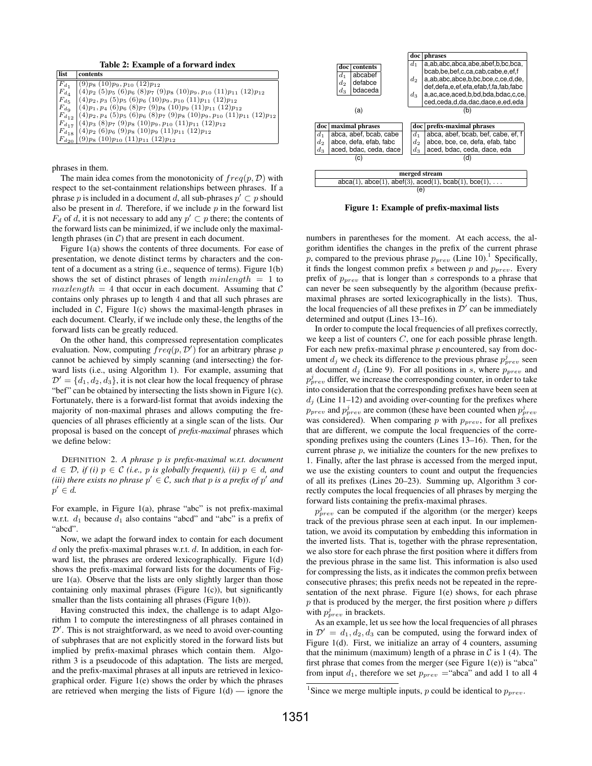**Table 2: Example of a forward index**

| list | contents |
|---|---|
| $F_{d_1}$ | $(9)p_8\ (10)p_9, p_{10}\ (12)p_{12}$ |
| $F_{d_4}$ | $(4)p_2\ (5)p_5\ (6)p_6\ (8)p_7\ (9)p_8\ (10)p_9, p_{10}\ (11)p_{11}\ (12)p_{12}$ |
| $F_{d_5}$ | $(4)p_2, p_3\ (5)p_5\ (6)p_6\ (10)p_9, p_{10}\ (11)p_{11}\ (12)p_{12}$ |
| $F_{d_9}$ | $(4)p_1, p_4\ (6)p_6\ (8)p_7\ (9)p_8\ (10)p_9\ (11)p_{11}\ (12)p_{12}$ |
| $F_{d_{12}}$ | $(4)p_2, p_4\ (5)p_5\ (6)p_6\ (8)p_7\ (9)p_8\ (10)p_9, p_{10}\ (11)p_{11}\ (12)p_{12}$ |
| $F_{d_{17}}$ | $(4)p_3\ (8)p_7\ (9)p_8\ (10)p_9, p_{10}\ (11)p_{11}\ (12)p_{12}$ |
| $F_{d_{18}}$ | $(4)p_2\ (6)p_6\ (9)p_8\ (10)p_9\ (11)p_{11}\ (12)p_{12}$ |
| $F_{d_{20}}$ | $(9)p_8\ (10)p_{10}\ (11)p_{11}\ (12)p_{12}$ |

phrases in them.

The main idea comes from the monotonicity of $freq(p, \mathcal{D})$ with respect to the set-containment relationships between phrases. If a phrase $p$ is included in a document $d$, all sub-phrases $p' \subset p$ should also be present in $d$. Therefore, if we include $p$ in the forward list $F_d$ of $d$, it is not necessary to add any $p' \subset p$ there; the contents of the forward lists can be minimized, if we include only the maximal-length phrases (in $\mathcal{C}$) that are present in each document.

Figure 1(a) shows the contents of three documents. For ease of presentation, we denote distinct terms by characters and the content of a document as a string (i.e., sequence of terms). Figure 1(b) shows the set of distinct phrases of length $minlength = 1$ to $maxlength = 4$ that occur in each document. Assuming that $\mathcal{C}$ contains only phrases up to length 4 and that all such phrases are included in $\mathcal{C}$, Figure 1(c) shows the maximal-length phrases in each document. Clearly, if we include only these, the lengths of the forward lists can be greatly reduced.

On the other hand, this compressed representation complicates evaluation. Now, computing $freq(p, \mathcal{D}')$ for an arbitrary phrase $p$ cannot be achieved by simply scanning (and intersecting) the forward lists (i.e., using Algorithm 1). For example, assuming that $\mathcal{D}' = \{d_1, d_2, d_3\}$, it is not clear how the local frequency of phrase "bef" can be obtained by intersecting the lists shown in Figure 1(c). Fortunately, there is a forward-list format that avoids indexing the majority of non-maximal phrases and allows computing the frequencies of all phrases efficiently at a single scan of the lists. Our proposal is based on the concept of *prefix-maximal* phrases which we define below:

DEFINITION 2. *A phrase $p$ is prefix-maximal w.r.t. document $d \in \mathcal{D}$, if (i) $p \in \mathcal{C}$ (i.e., $p$ is globally frequent), (ii) $p \in d$, and (iii) there exists no phrase $p' \in \mathcal{C}$, such that $p$ is a prefix of $p'$ and $p' \in d$.*

For example, in Figure 1(a), phrase "abc" is not prefix-maximal w.r.t. $d_1$ because $d_1$ also contains "abcd" and "abc" is a prefix of "abcd".

Now, we adapt the forward index to contain for each document $d$ only the prefix-maximal phrases w.r.t. $d$. In addition, in each forward list, the phrases are ordered lexicographically. Figure 1(d) shows the prefix-maximal forward lists for the documents of Figure 1(a). Observe that the lists are only slightly larger than those containing only maximal phrases (Figure 1(c)), but significantly smaller than the lists containing all phrases (Figure 1(b)).

Having constructed this index, the challenge is to adapt Algorithm 1 to compute the interestingness of all phrases contained in $\mathcal{D}'$. This is not straightforward, as we need to avoid over-counting of subphrases that are not explicitly stored in the forward lists but implied by prefix-maximal phrases which contain them. Algorithm 3 is a pseudocode of this adaptation. The lists are merged, and the prefix-maximal phrases at all inputs are retrieved in lexicographical order. Figure 1(e) shows the order by which the phrases are retrieved when merging the lists of Figure 1(d) — ignore the

(a)

| doc | contents |
|---|---|
| $d_1$ | abcabef |
| $d_2$ | defabce |
| $d_3$ | bdaceda |

(b)

| doc | phrases |
|---|---|
| $d_1$ | a,ab,abc,abca,abe,abef,b,bc,bca, bcab,be,bef,c,ca,cab,cabe,e,ef,f |
| $d_2$ | a,ab,abc,abce,b,bc,bce,c,ce,d,de, def,defa,e,ef,efa,efab,f,fa,fab,fabc |
| $d_3$ | a,ac,ace,aced,b,bd,bda,bdac,c,ce, ced,ceda,d,da,dac,dace,e,ed,eda |

(c)

| doc | maximal phrases |
|---|---|
| $d_1$ | abca, abef, bcab, cabe |
| $d_2$ | abce, defa, efab, fabc |
| $d_3$ | aced, bdac, ceda, dace |

(d)

| doc | prefix-maximal phrases |
|---|---|
| $d_1$ | abca, abef, bcab, bef, cabe, ef, f |
| $d_2$ | abce, bce, ce, defa, efab, fabc |
| $d_3$ | aced, bdac, ceda, dace, eda |

(e)

| merged stream |
|---|
| abca(1), abce(1), abef(3), aced(1), bcab(1), bce(1), . . . |

**Figure 1: Example of prefix-maximal lists**

numbers in parentheses for the moment. At each access, the algorithm identifies the changes in the prefix of the current phrase $p$, compared to the previous phrase $p_{prev}$ (Line 10).[1] Specifically, it finds the longest common prefix $s$ between $p$ and $p_{prev}$. Every prefix of $p_{prev}$ that is longer than $s$ corresponds to a phrase that can never be seen subsequently by the algorithm (because prefix-maximal phrases are sorted lexicographically in the lists). Thus, the local frequencies of all these prefixes in $\mathcal{D}'$ can be immediately determined and output (Lines 13–16).

In order to compute the local frequencies of all prefixes correctly, we keep a list of counters $C$, one for each possible phrase length. For each new prefix-maximal phrase $p$ encountered, say from document $d_j$ we check its difference to the previous phrase $p^j_{prev}$ seen at document $d_j$ (Line 9). For all positions in $s$, where $p_{prev}$ and $p^j_{prev}$ differ, we increase the corresponding counter, in order to take into consideration that the corresponding prefixes have been seen at $d_j$ (Line 11–12) and avoiding over-counting for the prefixes where $p_{prev}$ and $p^j_{prev}$ are common (these have been counted when $p^j_{prev}$ was considered). When comparing $p$ with $p_{prev}$, for all prefixes that are different, we compute the local frequencies of the corresponding prefixes using the counters (Lines 13–16). Then, for the current phrase $p$, we initialize the counters for the new prefixes to 1. Finally, after the last phrase is accessed from the merged input, we use the existing counters to count and output the frequencies of all its prefixes (Lines 20–23). Summing up, Algorithm 3 correctly computes the local frequencies of all phrases by merging the forward lists containing the prefix-maximal phrases.

$p^j_{prev}$ can be computed if the algorithm (or the merger) keeps track of the previous phrase seen at each input. In our implementation, we avoid its computation by embedding this information in the inverted lists. That is, together with the phrase representation, we also store for each phrase the first position where it differs from the previous phrase in the same list. This information is also used for compressing the lists, as it indicates the common prefix between consecutive phrases; this prefix needs not be repeated in the representation of the next phrase. Figure 1(e) shows, for each phrase $p$ that is produced by the merger, the first position where $p$ differs with $p^j_{prev}$ in brackets.

As an example, let us see how the local frequencies of all phrases in $\mathcal{D}' = d_1, d_2, d_3$ can be computed, using the forward index of Figure 1(d). First, we initialize an array of 4 counters, assuming that the minimum (maximum) length of a phrase in $\mathcal{C}$ is 1 (4). The first phrase that comes from the merger (see Figure 1(e)) is "abca" from input $d_1$, therefore we set $p_{prev}$ ="abca" and add 1 to all 4

[1] Since we merge multiple inputs, $p$ could be identical to $p_{prev}$.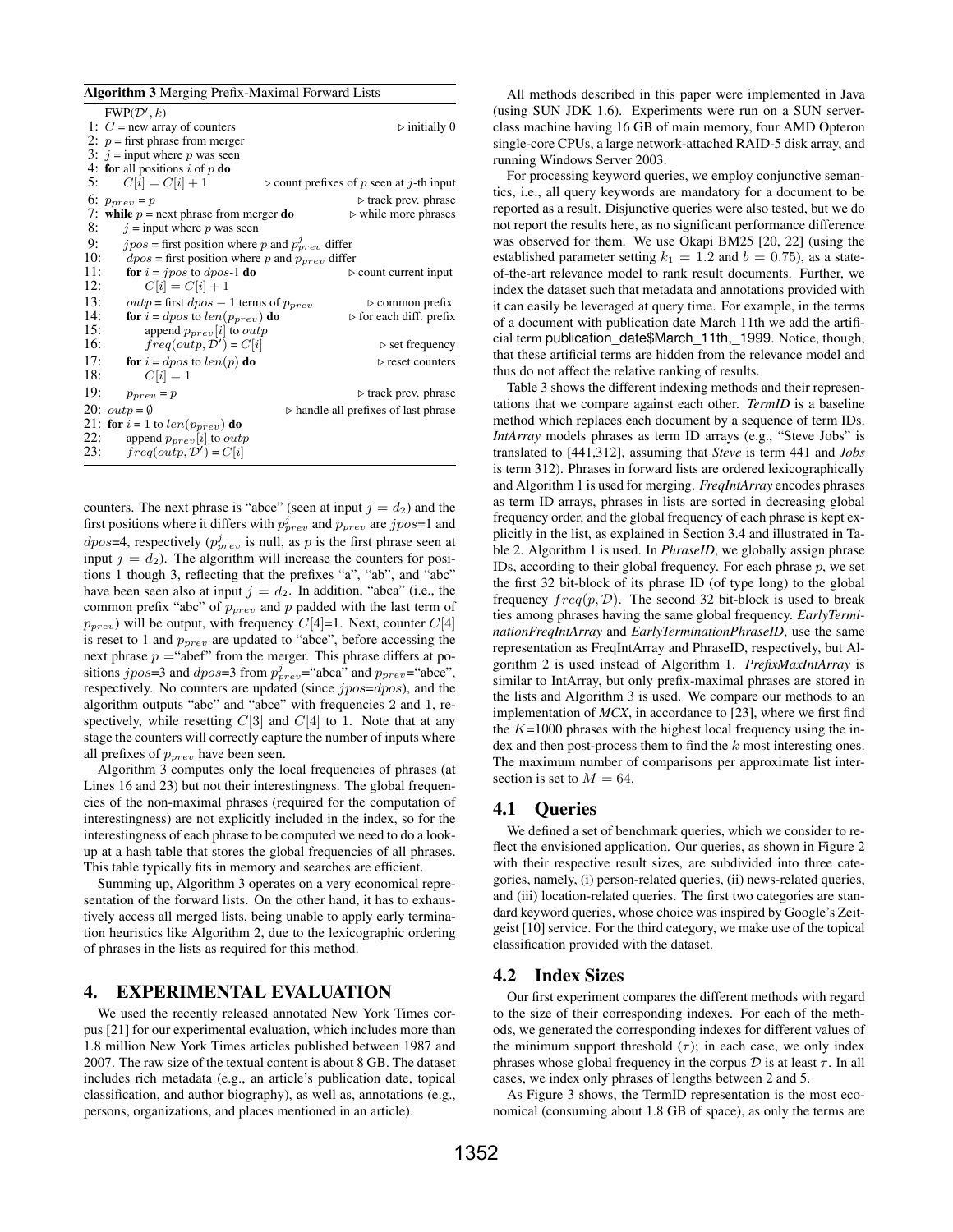**Algorithm 3** Merging Prefix-Maximal Forward Lists

```
    FWP(D', k)
 1: C = new array of counters                              ▷ initially 0
 2: p = first phrase from merger
 3: j = input where p was seen
 4: for all positions i of p do
 5:     C[i] = C[i] + 1                 ▷ count prefixes of p seen at j-th input
 6: p_prev = p                                             ▷ track prev. phrase
 7: while p = next phrase from merger do                   ▷ while more phrases
 8:     j = input where p was seen
 9:     jpos = first position where p and p^j_prev differ
10:     dpos = first position where p and p_prev differ
11:     for i = jpos to dpos-1 do                          ▷ count current input
12:         C[i] = C[i] + 1
13:     outp = first dpos − 1 terms of p_prev              ▷ common prefix
14:     for i = dpos to len(p_prev) do                     ▷ for each diff. prefix
15:         append p_prev[i] to outp
16:         freq(outp, D') = C[i]                          ▷ set frequency
17:     for i = dpos to len(p) do                          ▷ reset counters
18:         C[i] = 1
19:     p_prev = p                                         ▷ track prev. phrase
20: outp = ∅                               ▷ handle all prefixes of last phrase
21: for i = 1 to len(p_prev) do
22:     append p_prev[i] to outp
23:     freq(outp, D') = C[i]
```

counters. The next phrase is "abce" (seen at input $j = d_2$) and the first positions where it differs with $p^j_{prev}$ and $p_{prev}$ are $jpos$=1 and $dpos$=4, respectively ($p^j_{prev}$ is null, as $p$ is the first phrase seen at input $j = d_2$). The algorithm will increase the counters for positions 1 though 3, reflecting that the prefixes "a", "ab", and "abc" have been seen also at input $j = d_2$. In addition, "abca" (i.e., the common prefix "abc" of $p_{prev}$ and $p$ padded with the last term of $p_{prev}$) will be output, with frequency $C[4]$=1. Next, counter $C[4]$ is reset to 1 and $p_{prev}$ are updated to "abce", before accessing the next phrase $p$ ="abef" from the merger. This phrase differs at positions $jpos$=3 and $dpos$=3 from $p^j_{prev}$="abca" and $p_{prev}$="abce", respectively. No counters are updated (since $jpos$=$dpos$), and the algorithm outputs "abc" and "abce" with frequencies 2 and 1, respectively, while resetting $C[3]$ and $C[4]$ to 1. Note that at any stage the counters will correctly capture the number of inputs where all prefixes of $p_{prev}$ have been seen.

Algorithm 3 computes only the local frequencies of phrases (at Lines 16 and 23) but not their interestingness. The global frequencies of the non-maximal phrases (required for the computation of interestingness) are not explicitly included in the index, so for the interestingness of each phrase to be computed we need to do a lookup at a hash table that stores the global frequencies of all phrases. This table typically fits in memory and searches are efficient.

Summing up, Algorithm 3 operates on a very economical representation of the forward lists. On the other hand, it has to exhaustively access all merged lists, being unable to apply early termination heuristics like Algorithm 2, due to the lexicographic ordering of phrases in the lists as required for this method.

## 4. EXPERIMENTAL EVALUATION

We used the recently released annotated New York Times corpus [21] for our experimental evaluation, which includes more than 1.8 million New York Times articles published between 1987 and 2007. The raw size of the textual content is about 8 GB. The dataset includes rich metadata (e.g., an article's publication date, topical classification, and author biography), as well as, annotations (e.g., persons, organizations, and places mentioned in an article).

All methods described in this paper were implemented in Java (using SUN JDK 1.6). Experiments were run on a SUN server-class machine having 16 GB of main memory, four AMD Opteron single-core CPUs, a large network-attached RAID-5 disk array, and running Windows Server 2003.

For processing keyword queries, we employ conjunctive semantics, i.e., all query keywords are mandatory for a document to be reported as a result. Disjunctive queries were also tested, but we do not report the results here, as no significant performance difference was observed for them. We use Okapi BM25 [20, 22] (using the established parameter setting $k_1 = 1.2$ and $b = 0.75$), as a state-of-the-art relevance model to rank result documents. Further, we index the dataset such that metadata and annotations provided with it can easily be leveraged at query time. For example, in the terms of a document with publication date March 11th we add the artificial term publication_date$March_11th,_1999. Notice, though, that these artificial terms are hidden from the relevance model and thus do not affect the relative ranking of results.

Table 3 shows the different indexing methods and their representations that we compare against each other. *TermID* is a baseline method which replaces each document by a sequence of term IDs. *IntArray* models phrases as term ID arrays (e.g., "Steve Jobs" is translated to [441,312], assuming that *Steve* is term 441 and *Jobs* is term 312). Phrases in forward lists are ordered lexicographically and Algorithm 1 is used for merging. *FreqIntArray* encodes phrases as term ID arrays, phrases in lists are sorted in decreasing global frequency order, and the global frequency of each phrase is kept explicitly in the list, as explained in Section 3.4 and illustrated in Table 2. Algorithm 1 is used. In *PhraseID*, we globally assign phrase IDs, according to their global frequency. For each phrase $p$, we set the first 32 bit-block of its phrase ID (of type long) to the global frequency $freq(p, \mathcal{D})$. The second 32 bit-block is used to break ties among phrases having the same global frequency. *EarlyTerminationFreqIntArray* and *EarlyTerminationPhraseID*, use the same representation as FreqIntArray and PhraseID, respectively, but Algorithm 2 is used instead of Algorithm 1. *PrefixMaxIntArray* is similar to IntArray, but only prefix-maximal phrases are stored in the lists and Algorithm 3 is used. We compare our methods to an implementation of *MCX*, in accordance to [23], where we first find the $K$=1000 phrases with the highest local frequency using the index and then post-process them to find the $k$ most interesting ones. The maximum number of comparisons per approximate list intersection is set to $M = 64$.

### 4.1 Queries

We defined a set of benchmark queries, which we consider to reflect the envisioned application. Our queries, as shown in Figure 2 with their respective result sizes, are subdivided into three categories, namely, (i) person-related queries, (ii) news-related queries, and (iii) location-related queries. The first two categories are standard keyword queries, whose choice was inspired by Google's Zeitgeist [10] service. For the third category, we make use of the topical classification provided with the dataset.

### 4.2 Index Sizes

Our first experiment compares the different methods with regard to the size of their corresponding indexes. For each of the methods, we generated the corresponding indexes for different values of the minimum support threshold ($\tau$); in each case, we only index phrases whose global frequency in the corpus $\mathcal{D}$ is at least $\tau$. In all cases, we index only phrases of lengths between 2 and 5.

As Figure 3 shows, the TermID representation is the most economical (consuming about 1.8 GB of space), as only the terms are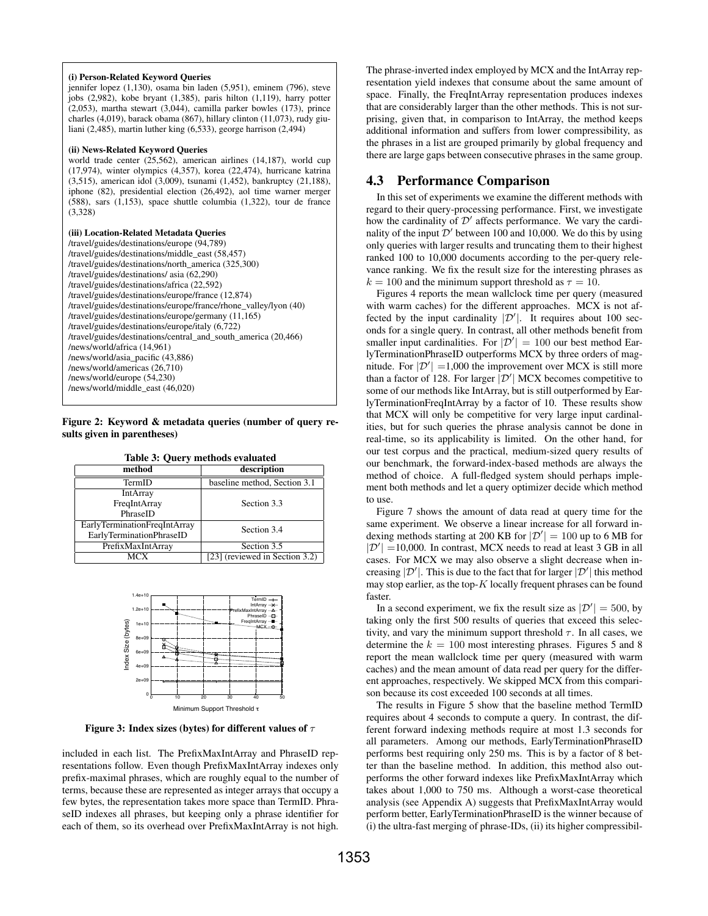**(i) Person-Related Keyword Queries**
jennifer lopez (1,130), osama bin laden (5,951), eminem (796), steve jobs (2,982), kobe bryant (1,385), paris hilton (1,119), harry potter (2,053), martha stewart (3,044), camilla parker bowles (173), prince charles (4,019), barack obama (867), hillary clinton (11,073), rudy giuliani (2,485), martin luther king (6,533), george harrison (2,494)

**(ii) News-Related Keyword Queries**
world trade center (25,562), american airlines (14,187), world cup (17,974), winter olympics (4,357), korea (22,474), hurricane katrina (3,515), american idol (3,009), tsunami (1,452), bankruptcy (21,188), iphone (82), presidential election (26,492), aol time warner merger (588), sars (1,153), space shuttle columbia (1,322), tour de france (3,328)

**(iii) Location-Related Metadata Queries**
/travel/guides/destinations/europe (94,789)
/travel/guides/destinations/middle_east (58,457)
/travel/guides/destinations/north_america (325,300)
/travel/guides/destinations/ asia (62,290)
/travel/guides/destinations/africa (22,592)
/travel/guides/destinations/europe/france (12,874)
/travel/guides/destinations/europe/france/rhone_valley/lyon (40)
/travel/guides/destinations/europe/germany (11,165)
/travel/guides/destinations/europe/italy (6,722)
/travel/guides/destinations/central_and_south_america (20,466)
/news/world/africa (14,961)
/news/world/asia_pacific (43,886)
/news/world/americas (26,710)
/news/world/europe (54,230)
/news/world/middle_east (46,020)

**Figure 2: Keyword & metadata queries (number of query results given in parentheses)**

**Table 3: Query methods evaluated**

| method | description |
|---|---|
| TermID | baseline method, Section 3.1 |
| IntArray<br>FreqIntArray<br>PhraseID | Section 3.3 |
| EarlyTerminationFreqIntArray<br>EarlyTerminationPhraseID | Section 3.4 |
| PrefixMaxIntArray | Section 3.5 |
| MCX | [23] (reviewed in Section 3.2) |

**Figure 3: Index sizes (bytes) for different values of $\tau$**

included in each list. The PrefixMaxIntArray and PhraseID representations follow. Even though PrefixMaxIntArray indexes only prefix-maximal phrases, which are roughly equal to the number of terms, because these are represented as integer arrays that occupy a few bytes, the representation takes more space than TermID. PhraseID indexes all phrases, but keeping only a phrase identifier for each of them, so its overhead over PrefixMaxIntArray is not high. The phrase-inverted index employed by MCX and the IntArray representation yield indexes that consume about the same amount of space. Finally, the FreqIntArray representation produces indexes that are considerably larger than the other methods. This is not surprising, given that, in comparison to IntArray, the method keeps additional information and suffers from lower compressibility, as the phrases in a list are grouped primarily by global frequency and there are large gaps between consecutive phrases in the same group.

## 4.3 Performance Comparison

In this set of experiments we examine the different methods with regard to their query-processing performance. First, we investigate how the cardinality of $\mathcal{D}'$ affects performance. We vary the cardinality of the input $\mathcal{D}'$ between 100 and 10,000. We do this by using only queries with larger results and truncating them to their highest ranked 100 to 10,000 documents according to the per-query relevance ranking. We fix the result size for the interesting phrases as $k = 100$ and the minimum support threshold as $\tau = 10$.

Figures 4 reports the mean wallclock time per query (measured with warm caches) for the different approaches. MCX is not affected by the input cardinality $|\mathcal{D}'|$. It requires about 100 seconds for a single query. In contrast, all other methods benefit from smaller input cardinalities. For $|\mathcal{D}'| = 100$ our best method EarlyTerminationPhraseID outperforms MCX by three orders of magnitude. For $|\mathcal{D}'| =$1,000 the improvement over MCX is still more than a factor of 128. For larger $|\mathcal{D}'|$ MCX becomes competitive to some of our methods like IntArray, but is still outperformed by EarlyTerminationFreqIntArray by a factor of 10. These results show that MCX will only be competitive for very large input cardinalities, but for such queries the phrase analysis cannot be done in real-time, so its applicability is limited. On the other hand, for our test corpus and the practical, medium-sized query results of our benchmark, the forward-index-based methods are always the method of choice. A full-fledged system should perhaps implement both methods and let a query optimizer decide which method to use.

Figure 7 shows the amount of data read at query time for the same experiment. We observe a linear increase for all forward indexing methods starting at 200 KB for $|\mathcal{D}'| = 100$ up to 6 MB for $|\mathcal{D}'| =$10,000. In contrast, MCX needs to read at least 3 GB in all cases. For MCX we may also observe a slight decrease when increasing $|\mathcal{D}'|$. This is due to the fact that for larger $|\mathcal{D}'|$ this method may stop earlier, as the top-$K$ locally frequent phrases can be found faster.

In a second experiment, we fix the result size as $|\mathcal{D}'| = 500$, by taking only the first 500 results of queries that exceed this selectivity, and vary the minimum support threshold $\tau$. In all cases, we determine the $k = 100$ most interesting phrases. Figures 5 and 8 report the mean wallclock time per query (measured with warm caches) and the mean amount of data read per query for the different approaches, respectively. We skipped MCX from this comparison because its cost exceeded 100 seconds at all times.

The results in Figure 5 show that the baseline method TermID requires about 4 seconds to compute a query. In contrast, the different forward indexing methods require at most 1.3 seconds for all parameters. Among our methods, EarlyTerminationPhraseID performs best requiring only 250 ms. This is by a factor of 8 better than the baseline method. In addition, this method also outperforms the other forward indexes like PrefixMaxIntArray which takes about 1,000 to 750 ms. Although a worst-case theoretical analysis (see Appendix A) suggests that PrefixMaxIntArray would perform better, EarlyTerminationPhraseID is the winner because of (i) the ultra-fast merging of phrase-IDs, (ii) its higher compressibil-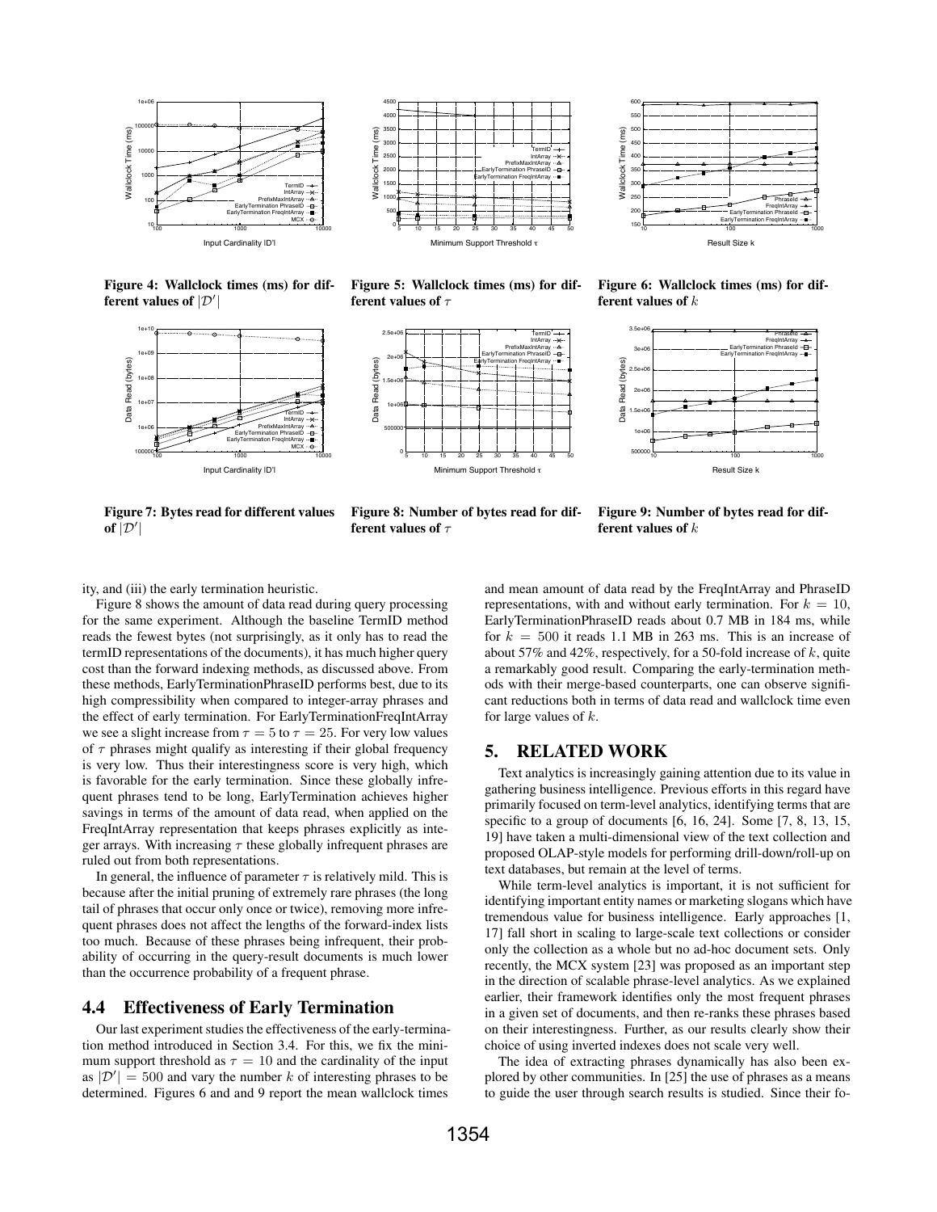Figure 4: Wallclock times (ms) for different values of $|\mathcal{D}'|$

Figure 5: Wallclock times (ms) for different values of $\tau$

Figure 6: Wallclock times (ms) for different values of $k$

Figure 7: Bytes read for different values of $|\mathcal{D}'|$

Figure 8: Number of bytes read for different values of $\tau$

Figure 9: Number of bytes read for different values of $k$

ity, and (iii) the early termination heuristic.

Figure 8 shows the amount of data read during query processing for the same experiment. Although the baseline TermID method reads the fewest bytes (not surprisingly, as it only has to read the termID representations of the documents), it has much higher query cost than the forward indexing methods, as discussed above. From these methods, EarlyTerminationPhraseID performs best, due to its high compressibility when compared to integer-array phrases and the effect of early termination. For EarlyTerminationFreqIntArray we see a slight increase from $\tau = 5$ to $\tau = 25$. For very low values of $\tau$ phrases might qualify as interesting if their global frequency is very low. Thus their interestingness score is very high, which is favorable for the early termination. Since these globally infrequent phrases tend to be long, EarlyTermination achieves higher savings in terms of the amount of data read, when applied on the FreqIntArray representation that keeps phrases explicitly as integer arrays. With increasing $\tau$ these globally infrequent phrases are ruled out from both representations.

In general, the influence of parameter $\tau$ is relatively mild. This is because after the initial pruning of extremely rare phrases (the long tail of phrases that occur only once or twice), removing more infrequent phrases does not affect the lengths of the forward-index lists too much. Because of these phrases being infrequent, their probability of occurring in the query-result documents is much lower than the occurrence probability of a frequent phrase.

## 4.4 Effectiveness of Early Termination

Our last experiment studies the effectiveness of the early-termination method introduced in Section 3.4. For this, we fix the minimum support threshold as $\tau = 10$ and the cardinality of the input as $|\mathcal{D}'| = 500$ and vary the number $k$ of interesting phrases to be determined. Figures 6 and and 9 report the mean wallclock times and mean amount of data read by the FreqIntArray and PhraseID representations, with and without early termination. For $k = 10$, EarlyTerminationPhraseID reads about 0.7 MB in 184 ms, while for $k = 500$ it reads 1.1 MB in 263 ms. This is an increase of about 57% and 42%, respectively, for a 50-fold increase of $k$, quite a remarkably good result. Comparing the early-termination methods with their merge-based counterparts, one can observe significant reductions both in terms of data read and wallclock time even for large values of $k$.

## 5. RELATED WORK

Text analytics is increasingly gaining attention due to its value in gathering business intelligence. Previous efforts in this regard have primarily focused on term-level analytics, identifying terms that are specific to a group of documents [6, 16, 24]. Some [7, 8, 13, 15, 19] have taken a multi-dimensional view of the text collection and proposed OLAP-style models for performing drill-down/roll-up on text databases, but remain at the level of terms.

While term-level analytics is important, it is not sufficient for identifying important entity names or marketing slogans which have tremendous value for business intelligence. Early approaches [1, 17] fall short in scaling to large-scale text collections or consider only the collection as a whole but no ad-hoc document sets. Only recently, the MCX system [23] was proposed as an important step in the direction of scalable phrase-level analytics. As we explained earlier, their framework identifies only the most frequent phrases in a given set of documents, and then re-ranks these phrases based on their interestingness. Further, as our results clearly show their choice of using inverted indexes does not scale very well.

The idea of extracting phrases dynamically has also been explored by other communities. In [25] the use of phrases as a means to guide the user through search results is studied. Since their fo-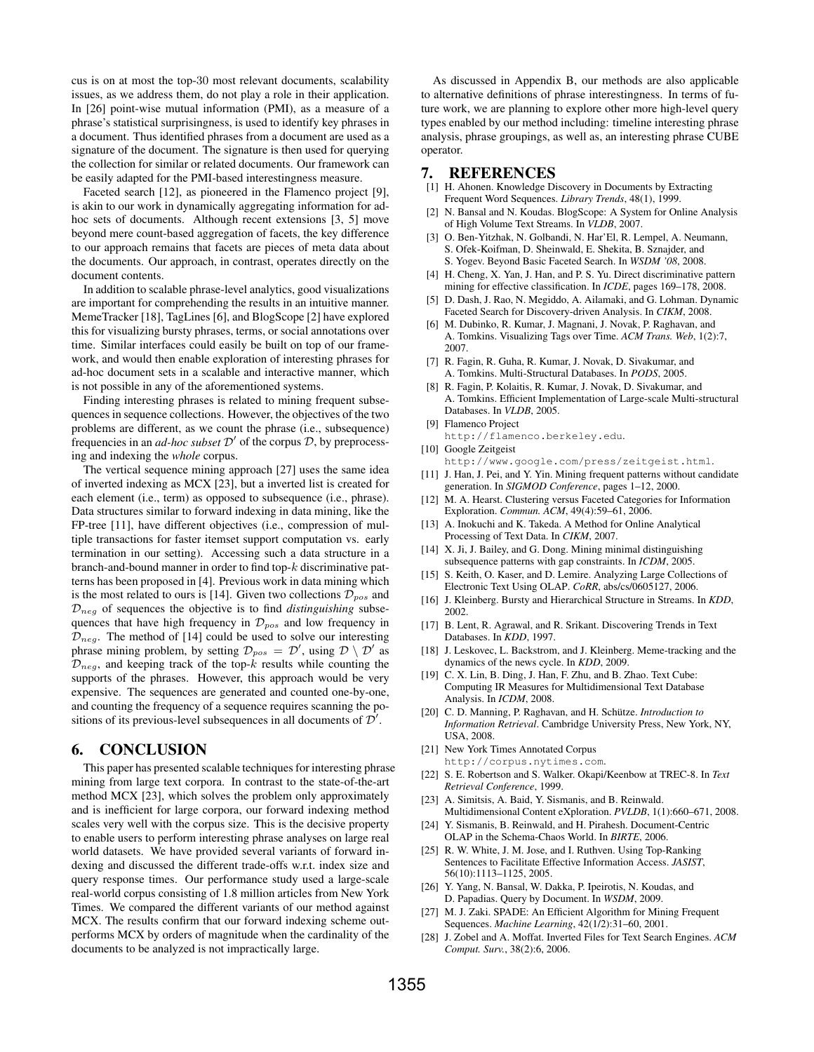cus is on at most the top-30 most relevant documents, scalability issues, as we address them, do not play a role in their application. In [26] point-wise mutual information (PMI), as a measure of a phrase's statistical surprisingness, is used to identify key phrases in a document. Thus identified phrases from a document are used as a signature of the document. The signature is then used for querying the collection for similar or related documents. Our framework can be easily adapted for the PMI-based interestingness measure.

Faceted search [12], as pioneered in the Flamenco project [9], is akin to our work in dynamically aggregating information for ad-hoc sets of documents. Although recent extensions [3, 5] move beyond mere count-based aggregation of facets, the key difference to our approach remains that facets are pieces of meta data about the documents. Our approach, in contrast, operates directly on the document contents.

In addition to scalable phrase-level analytics, good visualizations are important for comprehending the results in an intuitive manner. MemeTracker [18], TagLines [6], and BlogScope [2] have explored this for visualizing bursty phrases, terms, or social annotations over time. Similar interfaces could easily be built on top of our framework, and would then enable exploration of interesting phrases for ad-hoc document sets in a scalable and interactive manner, which is not possible in any of the aforementioned systems.

Finding interesting phrases is related to mining frequent subsequences in sequence collections. However, the objectives of the two problems are different, as we count the phrase (i.e., subsequence) frequencies in an *ad-hoc subset* $\mathcal{D}'$ of the corpus $\mathcal{D}$, by preprocessing and indexing the *whole* corpus.

The vertical sequence mining approach [27] uses the same idea of inverted indexing as MCX [23], but a inverted list is created for each element (i.e., term) as opposed to subsequence (i.e., phrase). Data structures similar to forward indexing in data mining, like the FP-tree [11], have different objectives (i.e., compression of multiple transactions for faster itemset support computation vs. early termination in our setting). Accessing such a data structure in a branch-and-bound manner in order to find top-$k$ discriminative patterns has been proposed in [4]. Previous work in data mining which is the most related to ours is [14]. Given two collections $\mathcal{D}_{pos}$ and $\mathcal{D}_{neg}$ of sequences the objective is to find *distinguishing* subsequences that have high frequency in $\mathcal{D}_{pos}$ and low frequency in $\mathcal{D}_{neg}$. The method of [14] could be used to solve our interesting phrase mining problem, by setting $\mathcal{D}_{pos} = \mathcal{D}'$, using $\mathcal{D} \setminus \mathcal{D}'$ as $\mathcal{D}_{neg}$, and keeping track of the top-$k$ results while counting the supports of the phrases. However, this approach would be very expensive. The sequences are generated and counted one-by-one, and counting the frequency of a sequence requires scanning the positions of its previous-level subsequences in all documents of $\mathcal{D}'$.

# 6. CONCLUSION

This paper has presented scalable techniques for interesting phrase mining from large text corpora. In contrast to the state-of-the-art method MCX [23], which solves the problem only approximately and is inefficient for large corpora, our forward indexing method scales very well with the corpus size. This is the decisive property to enable users to perform interesting phrase analyses on large real world datasets. We have provided several variants of forward indexing and discussed the different trade-offs w.r.t. index size and query response times. Our performance study used a large-scale real-world corpus consisting of 1.8 million articles from New York Times. We compared the different variants of our method against MCX. The results confirm that our forward indexing scheme outperforms MCX by orders of magnitude when the cardinality of the documents to be analyzed is not impractically large.

As discussed in Appendix B, our methods are also applicable to alternative definitions of phrase interestingness. In terms of future work, we are planning to explore other more high-level query types enabled by our method including: timeline interesting phrase analysis, phrase groupings, as well as, an interesting phrase CUBE operator.

# 7. REFERENCES

[1] H. Ahonen. Knowledge Discovery in Documents by Extracting Frequent Word Sequences. *Library Trends*, 48(1), 1999.

[2] N. Bansal and N. Koudas. BlogScope: A System for Online Analysis of High Volume Text Streams. In *VLDB*, 2007.

[3] O. Ben-Yitzhak, N. Golbandi, N. Har'El, R. Lempel, A. Neumann, S. Ofek-Koifman, D. Sheinwald, E. Shekita, B. Sznajder, and S. Yogev. Beyond Basic Faceted Search. In *WSDM '08*, 2008.

[4] H. Cheng, X. Yan, J. Han, and P. S. Yu. Direct discriminative pattern mining for effective classification. In *ICDE*, pages 169–178, 2008.

[5] D. Dash, J. Rao, N. Megiddo, A. Ailamaki, and G. Lohman. Dynamic Faceted Search for Discovery-driven Analysis. In *CIKM*, 2008.

[6] M. Dubinko, R. Kumar, J. Magnani, J. Novak, P. Raghavan, and A. Tomkins. Visualizing Tags over Time. *ACM Trans. Web*, 1(2):7, 2007.

[7] R. Fagin, R. Guha, R. Kumar, J. Novak, D. Sivakumar, and A. Tomkins. Multi-Structural Databases. In *PODS*, 2005.

[8] R. Fagin, P. Kolaitis, R. Kumar, J. Novak, D. Sivakumar, and A. Tomkins. Efficient Implementation of Large-scale Multi-structural Databases. In *VLDB*, 2005.

[9] Flamenco Project `http://flamenco.berkeley.edu`.

[10] Google Zeitgeist `http://www.google.com/press/zeitgeist.html`.

[11] J. Han, J. Pei, and Y. Yin. Mining frequent patterns without candidate generation. In *SIGMOD Conference*, pages 1–12, 2000.

[12] M. A. Hearst. Clustering versus Faceted Categories for Information Exploration. *Commun. ACM*, 49(4):59–61, 2006.

[13] A. Inokuchi and K. Takeda. A Method for Online Analytical Processing of Text Data. In *CIKM*, 2007.

[14] X. Ji, J. Bailey, and G. Dong. Mining minimal distinguishing subsequence patterns with gap constraints. In *ICDM*, 2005.

[15] S. Keith, O. Kaser, and D. Lemire. Analyzing Large Collections of Electronic Text Using OLAP. *CoRR*, abs/cs/0605127, 2006.

[16] J. Kleinberg. Bursty and Hierarchical Structure in Streams. In *KDD*, 2002.

[17] B. Lent, R. Agrawal, and R. Srikant. Discovering Trends in Text Databases. In *KDD*, 1997.

[18] J. Leskovec, L. Backstrom, and J. Kleinberg. Meme-tracking and the dynamics of the news cycle. In *KDD*, 2009.

[19] C. X. Lin, B. Ding, J. Han, F. Zhu, and B. Zhao. Text Cube: Computing IR Measures for Multidimensional Text Database Analysis. In *ICDM*, 2008.

[20] C. D. Manning, P. Raghavan, and H. Schütze. *Introduction to Information Retrieval*. Cambridge University Press, New York, NY, USA, 2008.

[21] New York Times Annotated Corpus `http://corpus.nytimes.com`.

[22] S. E. Robertson and S. Walker. Okapi/Keenbow at TREC-8. In *Text Retrieval Conference*, 1999.

[23] A. Simitsis, A. Baid, Y. Sismanis, and B. Reinwald. Multidimensional Content eXploration. *PVLDB*, 1(1):660–671, 2008.

[24] Y. Sismanis, B. Reinwald, and H. Pirahesh. Document-Centric OLAP in the Schema-Chaos World. In *BIRTE*, 2006.

[25] R. W. White, J. M. Jose, and I. Ruthven. Using Top-Ranking Sentences to Facilitate Effective Information Access. *JASIST*, 56(10):1113–1125, 2005.

[26] Y. Yang, N. Bansal, W. Dakka, P. Ipeirotis, N. Koudas, and D. Papadias. Query by Document. In *WSDM*, 2009.

[27] M. J. Zaki. SPADE: An Efficient Algorithm for Mining Frequent Sequences. *Machine Learning*, 42(1/2):31–60, 2001.

[28] J. Zobel and A. Moffat. Inverted Files for Text Search Engines. *ACM Comput. Surv.*, 38(2):6, 2006.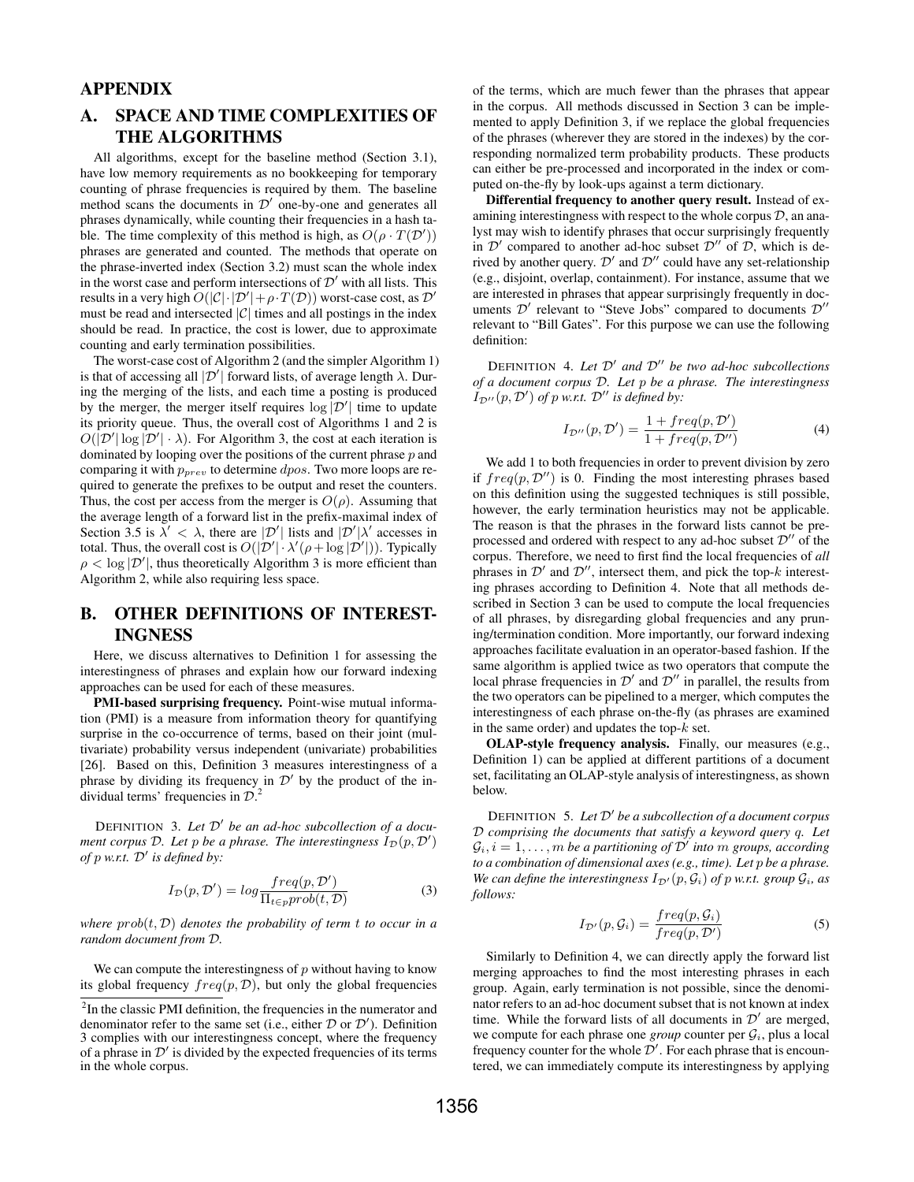# APPENDIX

## A. SPACE AND TIME COMPLEXITIES OF THE ALGORITHMS

All algorithms, except for the baseline method (Section 3.1), have low memory requirements as no bookkeeping for temporary counting of phrase frequencies is required by them. The baseline method scans the documents in $\mathcal{D}'$ one-by-one and generates all phrases dynamically, while counting their frequencies in a hash table. The time complexity of this method is high, as $O(\rho \cdot T(\mathcal{D}'))$ phrases are generated and counted. The methods that operate on the phrase-inverted index (Section 3.2) must scan the whole index in the worst case and perform intersections of $\mathcal{D}'$ with all lists. This results in a very high $O(|\mathcal{C}| \cdot |\mathcal{D}'| + \rho \cdot T(\mathcal{D}))$ worst-case cost, as $\mathcal{D}'$ must be read and intersected $|\mathcal{C}|$ times and all postings in the index should be read. In practice, the cost is lower, due to approximate counting and early termination possibilities.

The worst-case cost of Algorithm 2 (and the simpler Algorithm 1) is that of accessing all $|\mathcal{D}'|$ forward lists, of average length $\lambda$. During the merging of the lists, and each time a posting is produced by the merger, the merger itself requires $\log |\mathcal{D}'|$ time to update its priority queue. Thus, the overall cost of Algorithms 1 and 2 is $O(|\mathcal{D}'| \log |\mathcal{D}'| \cdot \lambda)$. For Algorithm 3, the cost at each iteration is dominated by looping over the positions of the current phrase $p$ and comparing it with $p_{prev}$ to determine $dpos$. Two more loops are required to generate the prefixes to be output and reset the counters. Thus, the cost per access from the merger is $O(\rho)$. Assuming that the average length of a forward list in the prefix-maximal index of Section 3.5 is $\lambda' < \lambda$, there are $|\mathcal{D}'|$ lists and $|\mathcal{D}'|\lambda'$ accesses in total. Thus, the overall cost is $O(|\mathcal{D}'| \cdot \lambda'(\rho + \log |\mathcal{D}'|))$. Typically $\rho < \log |\mathcal{D}'|$, thus theoretically Algorithm 3 is more efficient than Algorithm 2, while also requiring less space.

## B. OTHER DEFINITIONS OF INTERESTINGNESS

Here, we discuss alternatives to Definition 1 for assessing the interestingness of phrases and explain how our forward indexing approaches can be used for each of these measures.

**PMI-based surprising frequency.** Point-wise mutual information (PMI) is a measure from information theory for quantifying surprise in the co-occurrence of terms, based on their joint (multivariate) probability versus independent (univariate) probabilities [26]. Based on this, Definition 3 measures interestingness of a phrase by dividing its frequency in $\mathcal{D}'$ by the product of the individual terms' frequencies in $\mathcal{D}$.[2]

DEFINITION 3. *Let $\mathcal{D}'$ be an ad-hoc subcollection of a document corpus $\mathcal{D}$. Let $p$ be a phrase. The interestingness $I_{\mathcal{D}}(p, \mathcal{D}')$ of $p$ w.r.t. $\mathcal{D}'$ is defined by:*

$$I_{\mathcal{D}}(p, \mathcal{D}') = log \frac{freq(p, \mathcal{D}')}{\Pi_{t \in p} prob(t, \mathcal{D})} \tag{3}$$

*where $prob(t, \mathcal{D})$ denotes the probability of term $t$ to occur in a random document from $\mathcal{D}$.*

We can compute the interestingness of $p$ without having to know its global frequency $freq(p, \mathcal{D})$, but only the global frequencies of the terms, which are much fewer than the phrases that appear in the corpus. All methods discussed in Section 3 can be implemented to apply Definition 3, if we replace the global frequencies of the phrases (wherever they are stored in the indexes) by the corresponding normalized term probability products. These products can either be pre-processed and incorporated in the index or computed on-the-fly by look-ups against a term dictionary.

**Differential frequency to another query result.** Instead of examining interestingness with respect to the whole corpus $\mathcal{D}$, an analyst may wish to identify phrases that occur surprisingly frequently in $\mathcal{D}'$ compared to another ad-hoc subset $\mathcal{D}''$ of $\mathcal{D}$, which is derived by another query. $\mathcal{D}'$ and $\mathcal{D}''$ could have any set-relationship (e.g., disjoint, overlap, containment). For instance, assume that we are interested in phrases that appear surprisingly frequently in documents $\mathcal{D}'$ relevant to "Steve Jobs" compared to documents $\mathcal{D}''$ relevant to "Bill Gates". For this purpose we can use the following definition:

DEFINITION 4. *Let $\mathcal{D}'$ and $\mathcal{D}''$ be two ad-hoc subcollections of a document corpus $\mathcal{D}$. Let $p$ be a phrase. The interestingness $I_{\mathcal{D}''}(p, \mathcal{D}')$ of $p$ w.r.t. $\mathcal{D}''$ is defined by:*

$$I_{\mathcal{D}''}(p, \mathcal{D}') = \frac{1 + freq(p, \mathcal{D}')}{1 + freq(p, \mathcal{D}'')} \tag{4}$$

We add 1 to both frequencies in order to prevent division by zero if $freq(p, \mathcal{D}'')$ is 0. Finding the most interesting phrases based on this definition using the suggested techniques is still possible, however, the early termination heuristics may not be applicable. The reason is that the phrases in the forward lists cannot be preprocessed and ordered with respect to any ad-hoc subset $\mathcal{D}''$ of the corpus. Therefore, we need to first find the local frequencies of *all* phrases in $\mathcal{D}'$ and $\mathcal{D}''$, intersect them, and pick the top-$k$ interesting phrases according to Definition 4. Note that all methods described in Section 3 can be used to compute the local frequencies of all phrases, by disregarding global frequencies and any pruning/termination condition. More importantly, our forward indexing approaches facilitate evaluation in an operator-based fashion. If the same algorithm is applied twice as two operators that compute the local phrase frequencies in $\mathcal{D}'$ and $\mathcal{D}''$ in parallel, the results from the two operators can be pipelined to a merger, which computes the interestingness of each phrase on-the-fly (as phrases are examined in the same order) and updates the top-$k$ set.

**OLAP-style frequency analysis.** Finally, our measures (e.g., Definition 1) can be applied at different partitions of a document set, facilitating an OLAP-style analysis of interestingness, as shown below.

DEFINITION 5. *Let $\mathcal{D}'$ be a subcollection of a document corpus $\mathcal{D}$ comprising the documents that satisfy a keyword query $q$. Let $\mathcal{G}_i, i = 1, \ldots, m$ be a partitioning of $\mathcal{D}'$ into $m$ groups, according to a combination of dimensional axes (e.g., time). Let $p$ be a phrase. We can define the interestingness $I_{\mathcal{D}'}(p, \mathcal{G}_i)$ of $p$ w.r.t. group $\mathcal{G}_i$, as follows:*

$$I_{\mathcal{D}'}(p, \mathcal{G}_i) = \frac{freq(p, \mathcal{G}_i)}{freq(p, \mathcal{D}')} \tag{5}$$

Similarly to Definition 4, we can directly apply the forward list merging approaches to find the most interesting phrases in each group. Again, early termination is not possible, since the denominator refers to an ad-hoc document subset that is not known at index time. While the forward lists of all documents in $\mathcal{D}'$ are merged, we compute for each phrase one *group* counter per $\mathcal{G}_i$, plus a local frequency counter for the whole $\mathcal{D}'$. For each phrase that is encountered, we can immediately compute its interestingness by applying

[2] In the classic PMI definition, the frequencies in the numerator and denominator refer to the same set (i.e., either $\mathcal{D}$ or $\mathcal{D}'$). Definition 3 complies with our interestingness concept, where the frequency of a phrase in $\mathcal{D}'$ is divided by the expected frequencies of its terms in the whole corpus.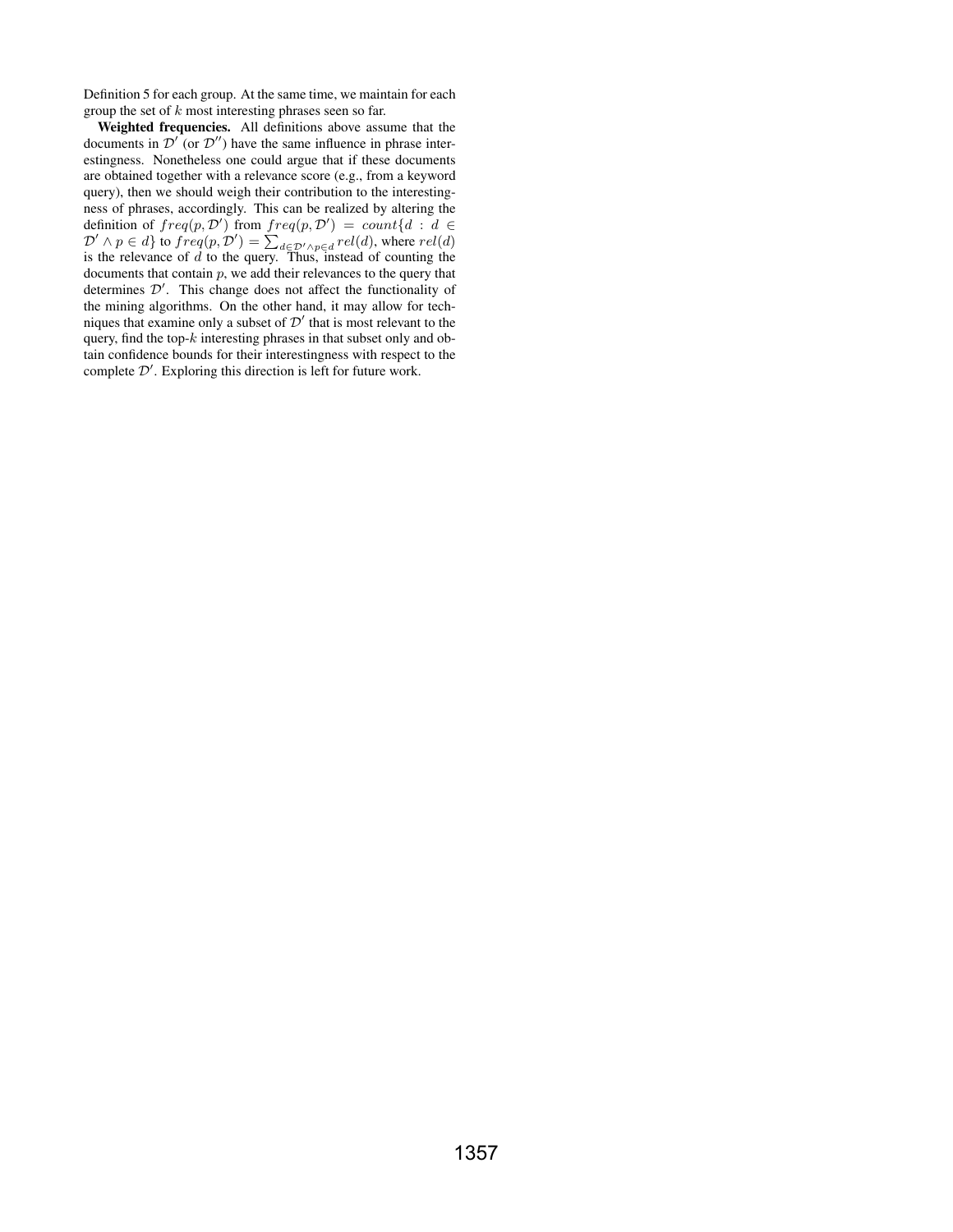Definition 5 for each group. At the same time, we maintain for each group the set of $k$ most interesting phrases seen so far.

**Weighted frequencies.** All definitions above assume that the documents in $\mathcal{D}'$ (or $\mathcal{D}''$) have the same influence in phrase interestingness. Nonetheless one could argue that if these documents are obtained together with a relevance score (e.g., from a keyword query), then we should weigh their contribution to the interestingness of phrases, accordingly. This can be realized by altering the definition of $freq(p, \mathcal{D}')$ from $freq(p, \mathcal{D}') = count\{d : d \in \mathcal{D}' \wedge p \in d\}$ to $freq(p, \mathcal{D}') = \sum_{d \in \mathcal{D}' \wedge p \in d} rel(d)$, where $rel(d)$ is the relevance of $d$ to the query. Thus, instead of counting the documents that contain $p$, we add their relevances to the query that determines $\mathcal{D}'$. This change does not affect the functionality of the mining algorithms. On the other hand, it may allow for techniques that examine only a subset of $\mathcal{D}'$ that is most relevant to the query, find the top-$k$ interesting phrases in that subset only and obtain confidence bounds for their interestingness with respect to the complete $\mathcal{D}'$. Exploring this direction is left for future work.